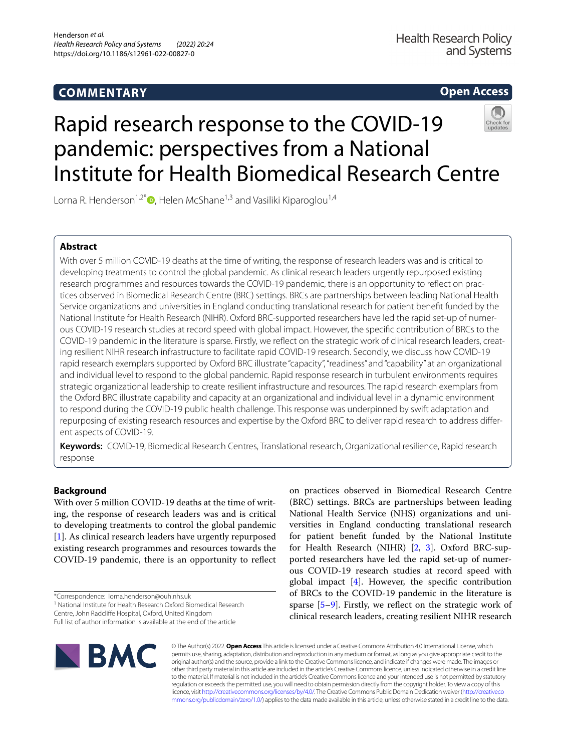**COMMENTARY** **Open Access**

# Rapid research response to the COVID-19 pandemic: perspectives from a National Institute for Health Biomedical Research Centre

Lorna R. Henderson[1,2*], Helen McShane[1,3] and Vasiliki Kiparoglou[1,4]

## Abstract

With over 5 million COVID-19 deaths at the time of writing, the response of research leaders was and is critical to developing treatments to control the global pandemic. As clinical research leaders urgently repurposed existing research programmes and resources towards the COVID-19 pandemic, there is an opportunity to reflect on practices observed in Biomedical Research Centre (BRC) settings. BRCs are partnerships between leading National Health Service organizations and universities in England conducting translational research for patient benefit funded by the National Institute for Health Research (NIHR). Oxford BRC-supported researchers have led the rapid set-up of numerous COVID-19 research studies at record speed with global impact. However, the specific contribution of BRCs to the COVID-19 pandemic in the literature is sparse. Firstly, we reflect on the strategic work of clinical research leaders, creating resilient NIHR research infrastructure to facilitate rapid COVID-19 research. Secondly, we discuss how COVID-19 rapid research exemplars supported by Oxford BRC illustrate "capacity", "readiness" and "capability" at an organizational and individual level to respond to the global pandemic. Rapid response research in turbulent environments requires strategic organizational leadership to create resilient infrastructure and resources. The rapid research exemplars from the Oxford BRC illustrate capability and capacity at an organizational and individual level in a dynamic environment to respond during the COVID-19 public health challenge. This response was underpinned by swift adaptation and repurposing of existing research resources and expertise by the Oxford BRC to deliver rapid research to address different aspects of COVID-19.

**Keywords:** COVID-19, Biomedical Research Centres, Translational research, Organizational resilience, Rapid research response

## Background

With over 5 million COVID-19 deaths at the time of writing, the response of research leaders was and is critical to developing treatments to control the global pandemic [1]. As clinical research leaders have urgently repurposed existing research programmes and resources towards the COVID-19 pandemic, there is an opportunity to reflect on practices observed in Biomedical Research Centre (BRC) settings. BRCs are partnerships between leading National Health Service (NHS) organizations and universities in England conducting translational research for patient benefit funded by the National Institute for Health Research (NIHR) [2, 3]. Oxford BRC-supported researchers have led the rapid set-up of numerous COVID-19 research studies at record speed with global impact [4]. However, the specific contribution of BRCs to the COVID-19 pandemic in the literature is sparse [5–9]. Firstly, we reflect on the strategic work of clinical research leaders, creating resilient NIHR research

*Correspondence: lorna.henderson@ouh.nhs.uk
[1] National Institute for Health Research Oxford Biomedical Research Centre, John Radcliffe Hospital, Oxford, United Kingdom
Full list of author information is available at the end of the article

© The Author(s) 2022. **Open Access** This article is licensed under a Creative Commons Attribution 4.0 International License, which permits use, sharing, adaptation, distribution and reproduction in any medium or format, as long as you give appropriate credit to the original author(s) and the source, provide a link to the Creative Commons licence, and indicate if changes were made. The images or other third party material in this article are included in the article's Creative Commons licence, unless indicated otherwise in a credit line to the material. If material is not included in the article's Creative Commons licence and your intended use is not permitted by statutory regulation or exceeds the permitted use, you will need to obtain permission directly from the copyright holder. To view a copy of this licence, visit http://creativecommons.org/licenses/by/4.0/. The Creative Commons Public Domain Dedication waiver (http://creativecommons.org/publicdomain/zero/1.0/) applies to the data made available in this article, unless otherwise stated in a credit line to the data.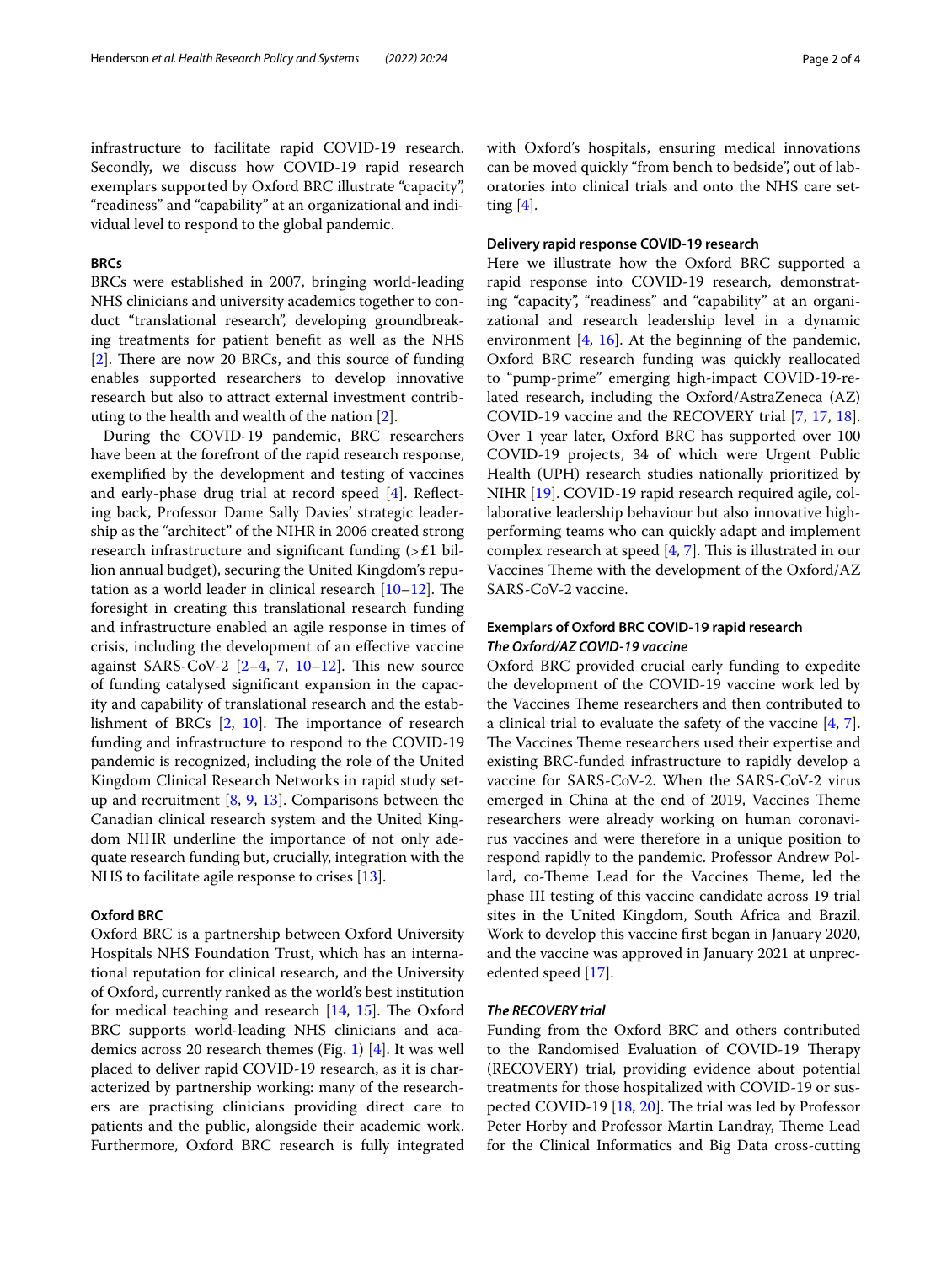infrastructure to facilitate rapid COVID-19 research. Secondly, we discuss how COVID-19 rapid research exemplars supported by Oxford BRC illustrate "capacity", "readiness" and "capability" at an organizational and individual level to respond to the global pandemic.

## BRCs

BRCs were established in 2007, bringing world-leading NHS clinicians and university academics together to conduct "translational research", developing groundbreaking treatments for patient benefit as well as the NHS [2]. There are now 20 BRCs, and this source of funding enables supported researchers to develop innovative research but also to attract external investment contributing to the health and wealth of the nation [2].

During the COVID-19 pandemic, BRC researchers have been at the forefront of the rapid research response, exemplified by the development and testing of vaccines and early-phase drug trial at record speed [4]. Reflecting back, Professor Dame Sally Davies' strategic leadership as the "architect" of the NIHR in 2006 created strong research infrastructure and significant funding (> £1 billion annual budget), securing the United Kingdom's reputation as a world leader in clinical research [10–12]. The foresight in creating this translational research funding and infrastructure enabled an agile response in times of crisis, including the development of an effective vaccine against SARS-CoV-2 [2–4, 7, 10–12]. This new source of funding catalysed significant expansion in the capacity and capability of translational research and the establishment of BRCs [2, 10]. The importance of research funding and infrastructure to respond to the COVID-19 pandemic is recognized, including the role of the United Kingdom Clinical Research Networks in rapid study setup and recruitment [8, 9, 13]. Comparisons between the Canadian clinical research system and the United Kingdom NIHR underline the importance of not only adequate research funding but, crucially, integration with the NHS to facilitate agile response to crises [13].

## Oxford BRC

Oxford BRC is a partnership between Oxford University Hospitals NHS Foundation Trust, which has an international reputation for clinical research, and the University of Oxford, currently ranked as the world's best institution for medical teaching and research [14, 15]. The Oxford BRC supports world-leading NHS clinicians and academics across 20 research themes (Fig. 1) [4]. It was well placed to deliver rapid COVID-19 research, as it is characterized by partnership working: many of the researchers are practising clinicians providing direct care to patients and the public, alongside their academic work. Furthermore, Oxford BRC research is fully integrated with Oxford's hospitals, ensuring medical innovations can be moved quickly "from bench to bedside", out of laboratories into clinical trials and onto the NHS care setting [4].

## Delivery rapid response COVID-19 research

Here we illustrate how the Oxford BRC supported a rapid response into COVID-19 research, demonstrating "capacity", "readiness" and "capability" at an organizational and research leadership level in a dynamic environment [4, 16]. At the beginning of the pandemic, Oxford BRC research funding was quickly reallocated to "pump-prime" emerging high-impact COVID-19-related research, including the Oxford/AstraZeneca (AZ) COVID-19 vaccine and the RECOVERY trial [7, 17, 18]. Over 1 year later, Oxford BRC has supported over 100 COVID-19 projects, 34 of which were Urgent Public Health (UPH) research studies nationally prioritized by NIHR [19]. COVID-19 rapid research required agile, collaborative leadership behaviour but also innovative high-performing teams who can quickly adapt and implement complex research at speed [4, 7]. This is illustrated in our Vaccines Theme with the development of the Oxford/AZ SARS-CoV-2 vaccine.

## Exemplars of Oxford BRC COVID-19 rapid research

### *The Oxford/AZ COVID-19 vaccine*

Oxford BRC provided crucial early funding to expedite the development of the COVID-19 vaccine work led by the Vaccines Theme researchers and then contributed to a clinical trial to evaluate the safety of the vaccine [4, 7]. The Vaccines Theme researchers used their expertise and existing BRC-funded infrastructure to rapidly develop a vaccine for SARS-CoV-2. When the SARS-CoV-2 virus emerged in China at the end of 2019, Vaccines Theme researchers were already working on human coronavirus vaccines and were therefore in a unique position to respond rapidly to the pandemic. Professor Andrew Pollard, co-Theme Lead for the Vaccines Theme, led the phase III testing of this vaccine candidate across 19 trial sites in the United Kingdom, South Africa and Brazil. Work to develop this vaccine first began in January 2020, and the vaccine was approved in January 2021 at unprecedented speed [17].

### *The RECOVERY trial*

Funding from the Oxford BRC and others contributed to the Randomised Evaluation of COVID-19 Therapy (RECOVERY) trial, providing evidence about potential treatments for those hospitalized with COVID-19 or suspected COVID-19 [18, 20]. The trial was led by Professor Peter Horby and Professor Martin Landray, Theme Lead for the Clinical Informatics and Big Data cross-cutting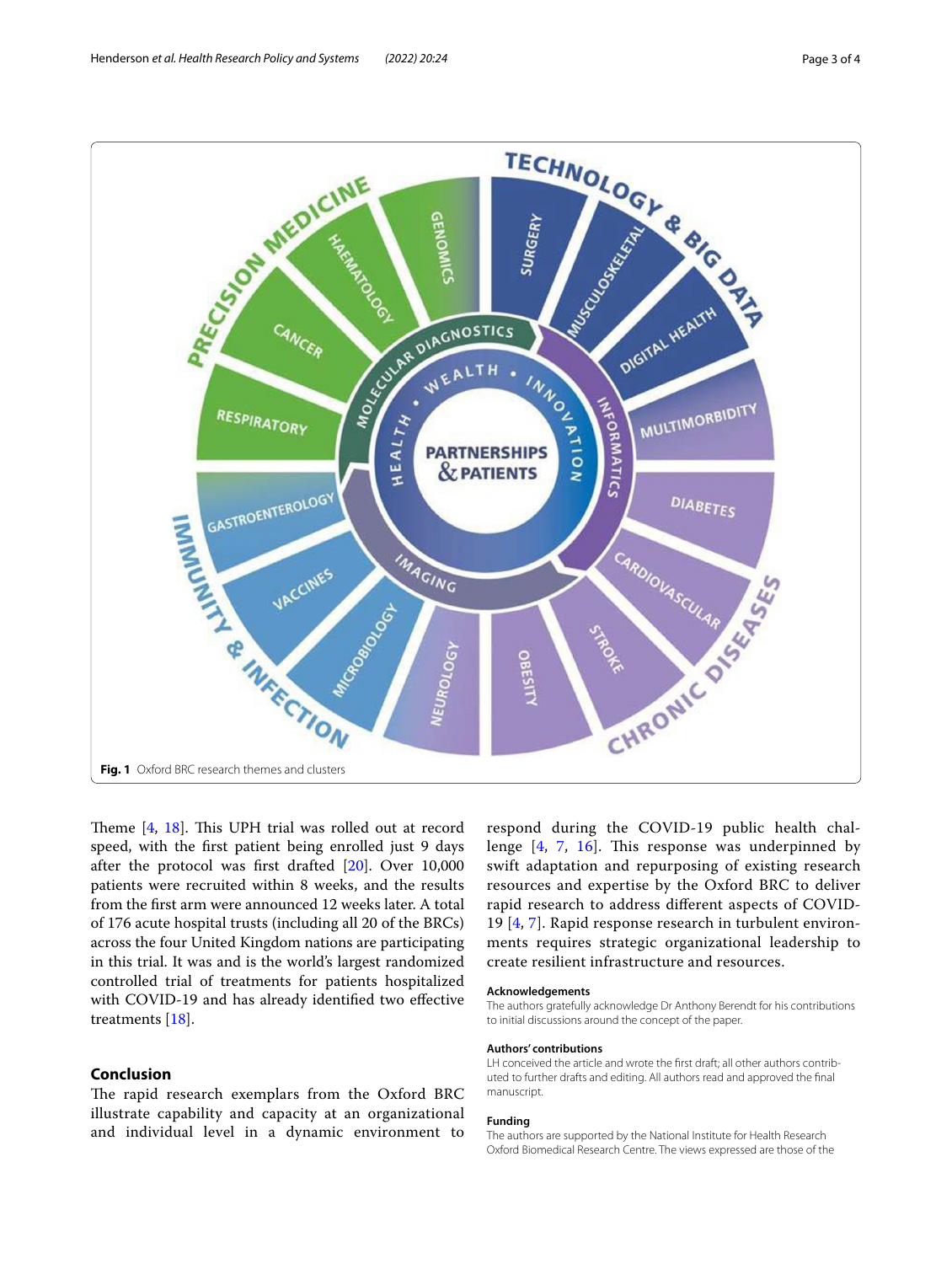Fig. 1 Oxford BRC research themes and clusters

Theme [4, 18]. This UPH trial was rolled out at record speed, with the first patient being enrolled just 9 days after the protocol was first drafted [20]. Over 10,000 patients were recruited within 8 weeks, and the results from the first arm were announced 12 weeks later. A total of 176 acute hospital trusts (including all 20 of the BRCs) across the four United Kingdom nations are participating in this trial. It was and is the world's largest randomized controlled trial of treatments for patients hospitalized with COVID-19 and has already identified two effective treatments [18].

## Conclusion

The rapid research exemplars from the Oxford BRC illustrate capability and capacity at an organizational and individual level in a dynamic environment to respond during the COVID-19 public health challenge [4, 7, 16]. This response was underpinned by swift adaptation and repurposing of existing research resources and expertise by the Oxford BRC to deliver rapid research to address different aspects of COVID-19 [4, 7]. Rapid response research in turbulent environments requires strategic organizational leadership to create resilient infrastructure and resources.

#### Acknowledgements

The authors gratefully acknowledge Dr Anthony Berendt for his contributions to initial discussions around the concept of the paper.

#### Authors' contributions

LH conceived the article and wrote the first draft; all other authors contributed to further drafts and editing. All authors read and approved the final manuscript.

#### Funding

The authors are supported by the National Institute for Health Research Oxford Biomedical Research Centre. The views expressed are those of the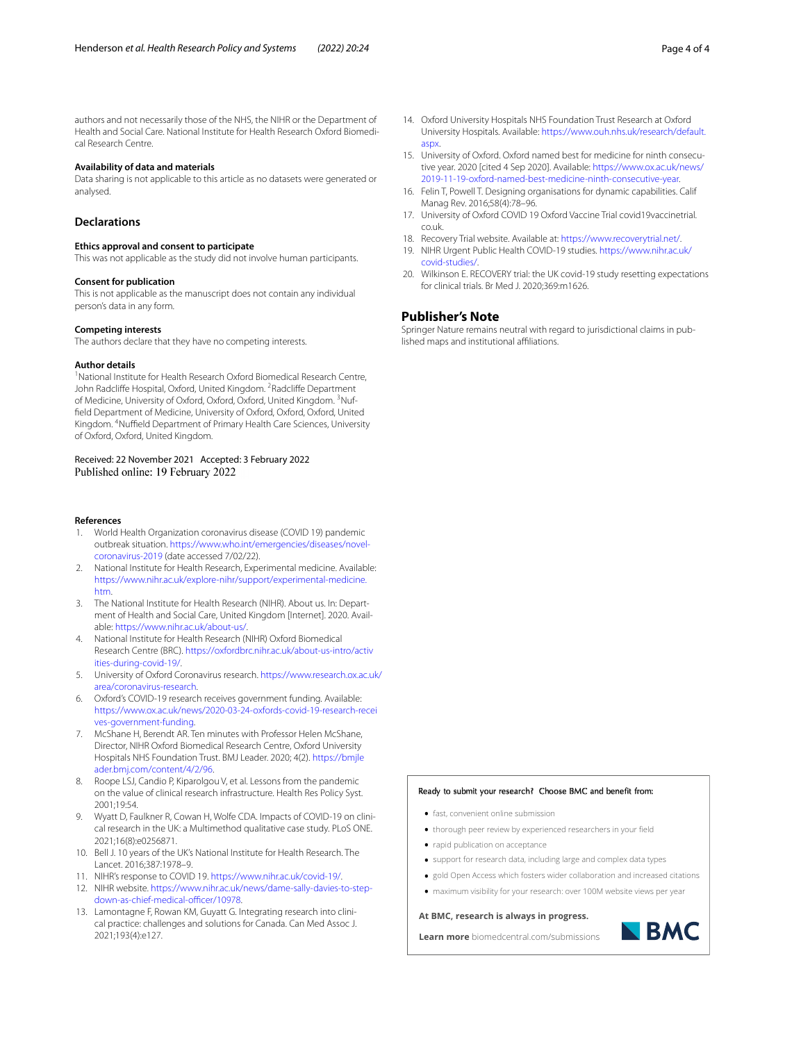authors and not necessarily those of the NHS, the NIHR or the Department of Health and Social Care. National Institute for Health Research Oxford Biomedical Research Centre.

### Availability of data and materials

Data sharing is not applicable to this article as no datasets were generated or analysed.

## Declarations

### Ethics approval and consent to participate

This was not applicable as the study did not involve human participants.

### Consent for publication

This is not applicable as the manuscript does not contain any individual person's data in any form.

### Competing interests

The authors declare that they have no competing interests.

### Author details

[1]National Institute for Health Research Oxford Biomedical Research Centre, John Radcliffe Hospital, Oxford, United Kingdom. [2]Radcliffe Department of Medicine, University of Oxford, Oxford, Oxford, United Kingdom. [3]Nuffield Department of Medicine, University of Oxford, Oxford, Oxford, United Kingdom. [4]Nuffield Department of Primary Health Care Sciences, University of Oxford, Oxford, United Kingdom.

Received: 22 November 2021 Accepted: 3 February 2022
Published online: 19 February 2022

### References

1. World Health Organization coronavirus disease (COVID 19) pandemic outbreak situation. https://www.who.int/emergencies/diseases/novel-coronavirus-2019 (date accessed 7/02/22).
2. National Institute for Health Research, Experimental medicine. Available: https://www.nihr.ac.uk/explore-nihr/support/experimental-medicine.htm.
3. The National Institute for Health Research (NIHR). About us. In: Department of Health and Social Care, United Kingdom [Internet]. 2020. Available: https://www.nihr.ac.uk/about-us/.
4. National Institute for Health Research (NIHR) Oxford Biomedical Research Centre (BRC). https://oxfordbrc.nihr.ac.uk/about-us-intro/activities-during-covid-19/.
5. University of Oxford Coronavirus research. https://www.research.ox.ac.uk/area/coronavirus-research.
6. Oxford's COVID-19 research receives government funding. Available: https://www.ox.ac.uk/news/2020-03-24-oxfords-covid-19-research-receives-government-funding.
7. McShane H, Berendt AR. Ten minutes with Professor Helen McShane, Director, NIHR Oxford Biomedical Research Centre, Oxford University Hospitals NHS Foundation Trust. BMJ Leader. 2020; 4(2). https://bmjleader.bmj.com/content/4/2/96.
8. Roope LSJ, Candio P, Kiparolgou V, et al. Lessons from the pandemic on the value of clinical research infrastructure. Health Res Policy Syst. 2001;19:54.
9. Wyatt D, Faulkner R, Cowan H, Wolfe CDA. Impacts of COVID-19 on clinical research in the UK: a Multimethod qualitative case study. PLoS ONE. 2021;16(8):e0256871.
10. Bell J. 10 years of the UK's National Institute for Health Research. The Lancet. 2016;387:1978–9.
11. NIHR's response to COVID 19. https://www.nihr.ac.uk/covid-19/.
12. NIHR website. https://www.nihr.ac.uk/news/dame-sally-davies-to-step-down-as-chief-medical-officer/10978.
13. Lamontagne F, Rowan KM, Guyatt G. Integrating research into clinical practice: challenges and solutions for Canada. Can Med Assoc J. 2021;193(4):e127.
14. Oxford University Hospitals NHS Foundation Trust Research at Oxford University Hospitals. Available: https://www.ouh.nhs.uk/research/default.aspx.
15. University of Oxford. Oxford named best for medicine for ninth consecutive year. 2020 [cited 4 Sep 2020]. Available: https://www.ox.ac.uk/news/2019-11-19-oxford-named-best-medicine-ninth-consecutive-year.
16. Felin T, Powell T. Designing organisations for dynamic capabilities. Calif Manag Rev. 2016;58(4):78–96.
17. University of Oxford COVID 19 Oxford Vaccine Trial covid19vaccinetrial.co.uk.
18. Recovery Trial website. Available at: https://www.recoverytrial.net/.
19. NIHR Urgent Public Health COVID-19 studies. https://www.nihr.ac.uk/covid-studies/.
20. Wilkinson E. RECOVERY trial: the UK covid-19 study resetting expectations for clinical trials. Br Med J. 2020;369:m1626.

## Publisher's Note

Springer Nature remains neutral with regard to jurisdictional claims in published maps and institutional affiliations.

Ready to submit your research? Choose BMC and benefit from:

- fast, convenient online submission
- thorough peer review by experienced researchers in your field
- rapid publication on acceptance
- support for research data, including large and complex data types
- gold Open Access which fosters wider collaboration and increased citations
- maximum visibility for your research: over 100M website views per year

**At BMC, research is always in progress.**

**Learn more** biomedcentral.com/submissions

BMC